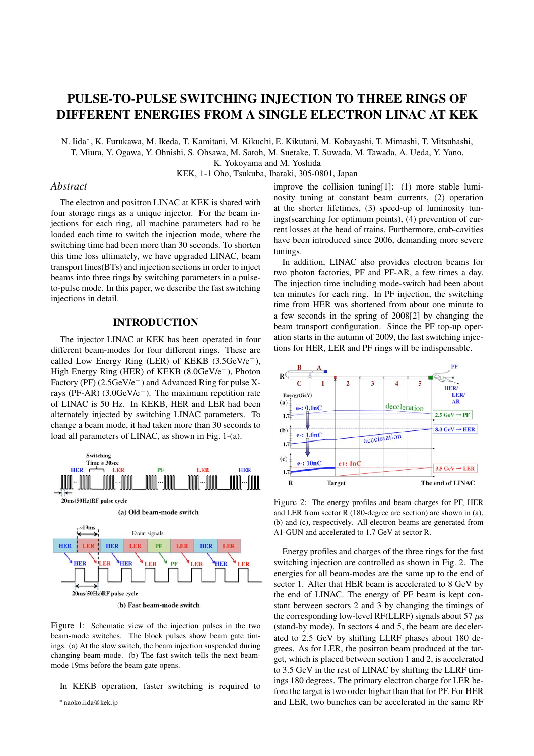# PULSE-TO-PULSE SWITCHING INJECTION TO THREE RINGS OF DIFFERENT ENERGIES FROM A SINGLE ELECTRON LINAC AT KEK

N. Iida*, K. Furukawa, M. Ikeda, T. Kamitani, M. Kikuchi, E. Kikutani, M. Kobayashi, T. Mimashi, T. Mitsuhashi, T. Miura, Y. Ogawa, Y. Ohnishi, S. Ohsawa, M. Satoh, M. Suetake, T. Suwada, M. Tawada, A. Ueda, Y. Yano, K. Yokoyama and M. Yoshida

KEK, 1-1 Oho, Tsukuba, Ibaraki, 305-0801, Japan

## *Abstract*

The electron and positron LINAC at KEK is shared with four storage rings as a unique injector. For the beam injections for each ring, all machine parameters had to be loaded each time to switch the injection mode, where the switching time had been more than 30 seconds. To shorten this time loss ultimately, we have upgraded LINAC, beam transport lines(BTs) and injection sections in order to inject beams into three rings by switching parameters in a pulse-to-pulse mode. In this paper, we describe the fast switching injections in detail.

## INTRODUCTION

The injector LINAC at KEK has been operated in four different beam-modes for four different rings. These are called Low Energy Ring (LER) of KEKB (3.5GeV/e$^+$), High Energy Ring (HER) of KEKB (8.0GeV/e$^-$), Photon Factory (PF) (2.5GeV/e$^-$) and Advanced Ring for pulse X-rays (PF-AR) (3.0GeV/e$^-$). The maximum repetition rate of LINAC is 50 Hz. In KEKB, HER and LER had been alternately injected by switching LINAC parameters. To change a beam mode, it had taken more than 30 seconds to load all parameters of LINAC, as shown in Fig. 1-(a).

Figure 1: Schematic view of the injection pulses in the two beam-mode switches. The block pulses show beam gate timings. (a) At the slow switch, the beam injection suspended during changing beam-mode. (b) The fast switch tells the next beam-mode 19ms before the beam gate opens.

In KEKB operation, faster switching is required to improve the collision tuning[1]: (1) more stable luminosity tuning at constant beam currents, (2) operation at the shorter lifetimes, (3) speed-up of luminosity tunings(searching for optimum points), (4) prevention of current losses at the head of trains. Furthermore, crab-cavities have been introduced since 2006, demanding more severe tunings.

In addition, LINAC also provides electron beams for two photon factories, PF and PF-AR, a few times a day. The injection time including mode-switch had been about ten minutes for each ring. In PF injection, the switching time from HER was shortened from about one minute to a few seconds in the spring of 2008[2] by changing the beam transport configuration. Since the PF top-up operation starts in the autumn of 2009, the fast switching injections for HER, LER and PF rings will be indispensable.

Figure 2: The energy profiles and beam charges for PF, HER and LER from sector R (180-degree arc section) are shown in (a), (b) and (c), respectively. All electron beams are generated from A1-GUN and accelerated to 1.7 GeV at sector R.

Energy profiles and charges of the three rings for the fast switching injection are controlled as shown in Fig. 2. The energies for all beam-modes are the same up to the end of sector 1. After that HER beam is accelerated to 8 GeV by the end of LINAC. The energy of PF beam is kept constant between sectors 2 and 3 by changing the timings of the corresponding low-level RF(LLRF) signals about 57 $\mu$s (stand-by mode). In sectors 4 and 5, the beam are decelerated to 2.5 GeV by shifting LLRF phases about 180 degrees. As for LER, the positron beam produced at the target, which is placed between section 1 and 2, is accelerated to 3.5 GeV in the rest of LINAC by shifting the LLRF timings 180 degrees. The primary electron charge for LER before the target is two order higher than that for PF. For HER and LER, two bunches can be accelerated in the same RF

* naoko.iida@kek.jp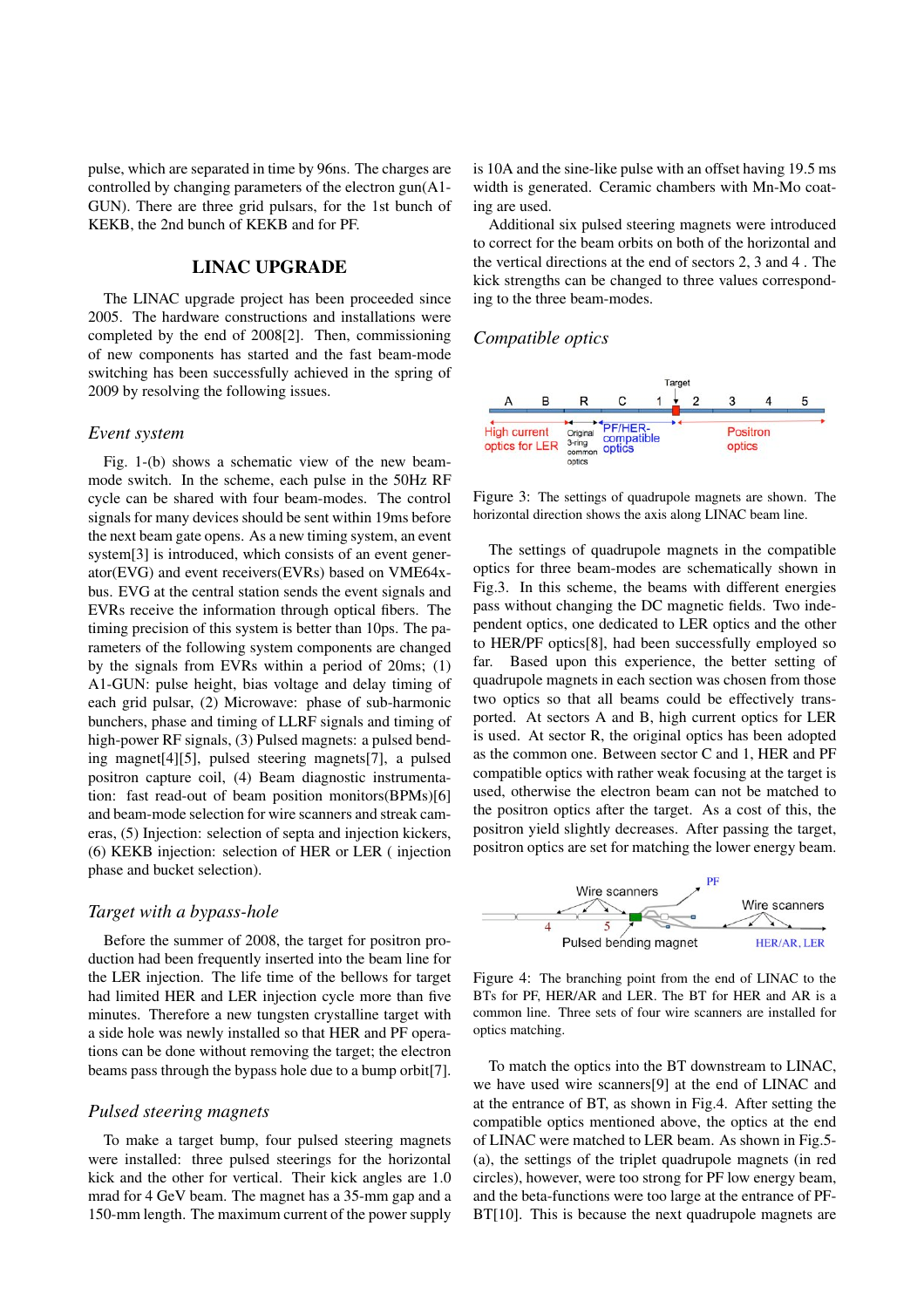pulse, which are separated in time by 96ns. The charges are controlled by changing parameters of the electron gun(A1-GUN). There are three grid pulsars, for the 1st bunch of KEKB, the 2nd bunch of KEKB and for PF.

## LINAC UPGRADE

The LINAC upgrade project has been proceeded since 2005. The hardware constructions and installations were completed by the end of 2008[2]. Then, commissioning of new components has started and the fast beam-mode switching has been successfully achieved in the spring of 2009 by resolving the following issues.

### *Event system*

Fig. 1-(b) shows a schematic view of the new beam-mode switch. In the scheme, each pulse in the 50Hz RF cycle can be shared with four beam-modes. The control signals for many devices should be sent within 19ms before the next beam gate opens. As a new timing system, an event system[3] is introduced, which consists of an event generator(EVG) and event receivers(EVRs) based on VME64x-bus. EVG at the central station sends the event signals and EVRs receive the information through optical fibers. The timing precision of this system is better than 10ps. The parameters of the following system components are changed by the signals from EVRs within a period of 20ms; (1) A1-GUN: pulse height, bias voltage and delay timing of each grid pulsar, (2) Microwave: phase of sub-harmonic bunchers, phase and timing of LLRF signals and timing of high-power RF signals, (3) Pulsed magnets: a pulsed bending magnet[4][5], pulsed steering magnets[7], a pulsed positron capture coil, (4) Beam diagnostic instrumentation: fast read-out of beam position monitors(BPMs)[6] and beam-mode selection for wire scanners and streak cameras, (5) Injection: selection of septa and injection kickers, (6) KEKB injection: selection of HER or LER ( injection phase and bucket selection).

### *Target with a bypass-hole*

Before the summer of 2008, the target for positron production had been frequently inserted into the beam line for the LER injection. The life time of the bellows for target had limited HER and LER injection cycle more than five minutes. Therefore a new tungsten crystalline target with a side hole was newly installed so that HER and PF operations can be done without removing the target; the electron beams pass through the bypass hole due to a bump orbit[7].

### *Pulsed steering magnets*

To make a target bump, four pulsed steering magnets were installed: three pulsed steerings for the horizontal kick and the other for vertical. Their kick angles are 1.0 mrad for 4 GeV beam. The magnet has a 35-mm gap and a 150-mm length. The maximum current of the power supply is 10A and the sine-like pulse with an offset having 19.5 ms width is generated. Ceramic chambers with Mn-Mo coating are used.

Additional six pulsed steering magnets were introduced to correct for the beam orbits on both of the horizontal and the vertical directions at the end of sectors 2, 3 and 4 . The kick strengths can be changed to three values corresponding to the three beam-modes.

### *Compatible optics*

Figure 3: The settings of quadrupole magnets are shown. The horizontal direction shows the axis along LINAC beam line.

The settings of quadrupole magnets in the compatible optics for three beam-modes are schematically shown in Fig.3. In this scheme, the beams with different energies pass without changing the DC magnetic fields. Two independent optics, one dedicated to LER optics and the other to HER/PF optics[8], had been successfully employed so far. Based upon this experience, the better setting of quadrupole magnets in each section was chosen from those two optics so that all beams could be effectively transported. At sectors A and B, high current optics for LER is used. At sector R, the original optics has been adopted as the common one. Between sector C and 1, HER and PF compatible optics with rather weak focusing at the target is used, otherwise the electron beam can not be matched to the positron optics after the target. As a cost of this, the positron yield slightly decreases. After passing the target, positron optics are set for matching the lower energy beam.

Figure 4: The branching point from the end of LINAC to the BTs for PF, HER/AR and LER. The BT for HER and AR is a common line. Three sets of four wire scanners are installed for optics matching.

To match the optics into the BT downstream to LINAC, we have used wire scanners[9] at the end of LINAC and at the entrance of BT, as shown in Fig.4. After setting the compatible optics mentioned above, the optics at the end of LINAC were matched to LER beam. As shown in Fig.5-(a), the settings of the triplet quadrupole magnets (in red circles), however, were too strong for PF low energy beam, and the beta-functions were too large at the entrance of PF-BT[10]. This is because the next quadrupole magnets are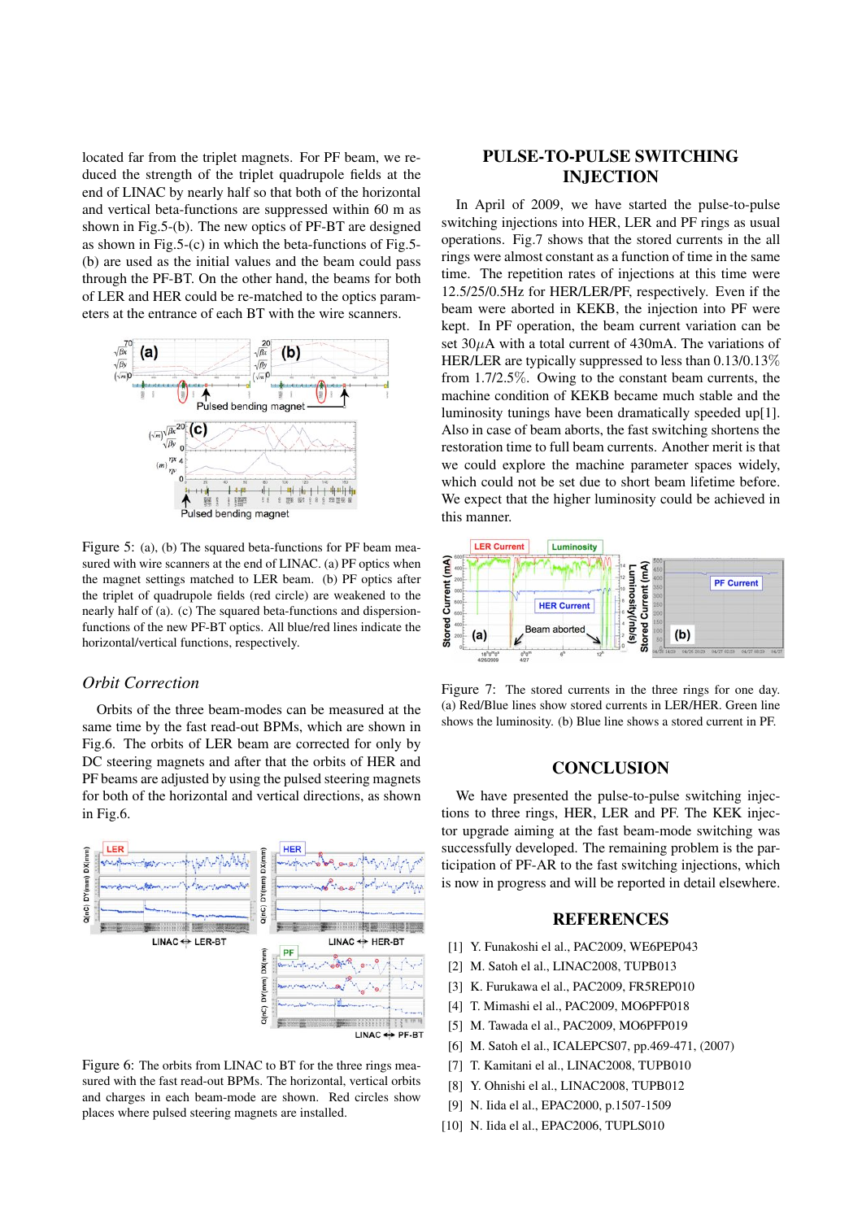located far from the triplet magnets. For PF beam, we reduced the strength of the triplet quadrupole fields at the end of LINAC by nearly half so that both of the horizontal and vertical beta-functions are suppressed within 60 m as shown in Fig.5-(b). The new optics of PF-BT are designed as shown in Fig.5-(c) in which the beta-functions of Fig.5-(b) are used as the initial values and the beam could pass through the PF-BT. On the other hand, the beams for both of LER and HER could be re-matched to the optics parameters at the entrance of each BT with the wire scanners.

(a)
(b)
Pulsed bending magnet
(c)
Pulsed bending magnet

Figure 5: (a), (b) The squared beta-functions for PF beam measured with wire scanners at the end of LINAC. (a) PF optics when the magnet settings matched to LER beam. (b) PF optics after the triplet of quadrupole fields (red circle) are weakened to the nearly half of (a). (c) The squared beta-functions and dispersion-functions of the new PF-BT optics. All blue/red lines indicate the horizontal/vertical functions, respectively.

### *Orbit Correction*

Orbits of the three beam-modes can be measured at the same time by the fast read-out BPMs, which are shown in Fig.6. The orbits of LER beam are corrected for only by DC steering magnets and after that the orbits of HER and PF beams are adjusted by using the pulsed steering magnets for both of the horizontal and vertical directions, as shown in Fig.6.

LER
LINAC ↔ LER-BT
HER
LINAC ↔ HER-BT
PF
LINAC ↔ PF-BT

Figure 6: The orbits from LINAC to BT for the three rings measured with the fast read-out BPMs. The horizontal, vertical orbits and charges in each beam-mode are shown. Red circles show places where pulsed steering magnets are installed.

## PULSE-TO-PULSE SWITCHING INJECTION

In April of 2009, we have started the pulse-to-pulse switching injections into HER, LER and PF rings as usual operations. Fig.7 shows that the stored currents in the all rings were almost constant as a function of time in the same time. The repetition rates of injections at this time were 12.5/25/0.5Hz for HER/LER/PF, respectively. Even if the beam were aborted in KEKB, the injection into PF were kept. In PF operation, the beam current variation can be set 30$\mu$A with a total current of 430mA. The variations of HER/LER are typically suppressed to less than 0.13/0.13% from 1.7/2.5%. Owing to the constant beam currents, the machine condition of KEKB became much stable and the luminosity tunings have been dramatically speeded up[1]. Also in case of beam aborts, the fast switching shortens the restoration time to full beam currents. Another merit is that we could explore the machine parameter spaces widely, which could not be set due to short beam lifetime before. We expect that the higher luminosity could be achieved in this manner.

LER Current
Luminosity
HER Current
Beam aborted
(a)
PF Current
(b)

Figure 7: The stored currents in the three rings for one day. (a) Red/Blue lines show stored currents in LER/HER. Green line shows the luminosity. (b) Blue line shows a stored current in PF.

## CONCLUSION

We have presented the pulse-to-pulse switching injections to three rings, HER, LER and PF. The KEK injector upgrade aiming at the fast beam-mode switching was successfully developed. The remaining problem is the participation of PF-AR to the fast switching injections, which is now in progress and will be reported in detail elsewhere.

## REFERENCES

[1] Y. Funakoshi el al., PAC2009, WE6PEP043

[2] M. Satoh el al., LINAC2008, TUPB013

[3] K. Furukawa el al., PAC2009, FR5REP010

[4] T. Mimashi el al., PAC2009, MO6PFP018

[5] M. Tawada el al., PAC2009, MO6PFP019

[6] M. Satoh el al., ICALEPCS07, pp.469-471, (2007)

[7] T. Kamitani el al., LINAC2008, TUPB010

[8] Y. Ohnishi el al., LINAC2008, TUPB012

[9] N. Iida el al., EPAC2000, p.1507-1509

[10] N. Iida el al., EPAC2006, TUPLS010